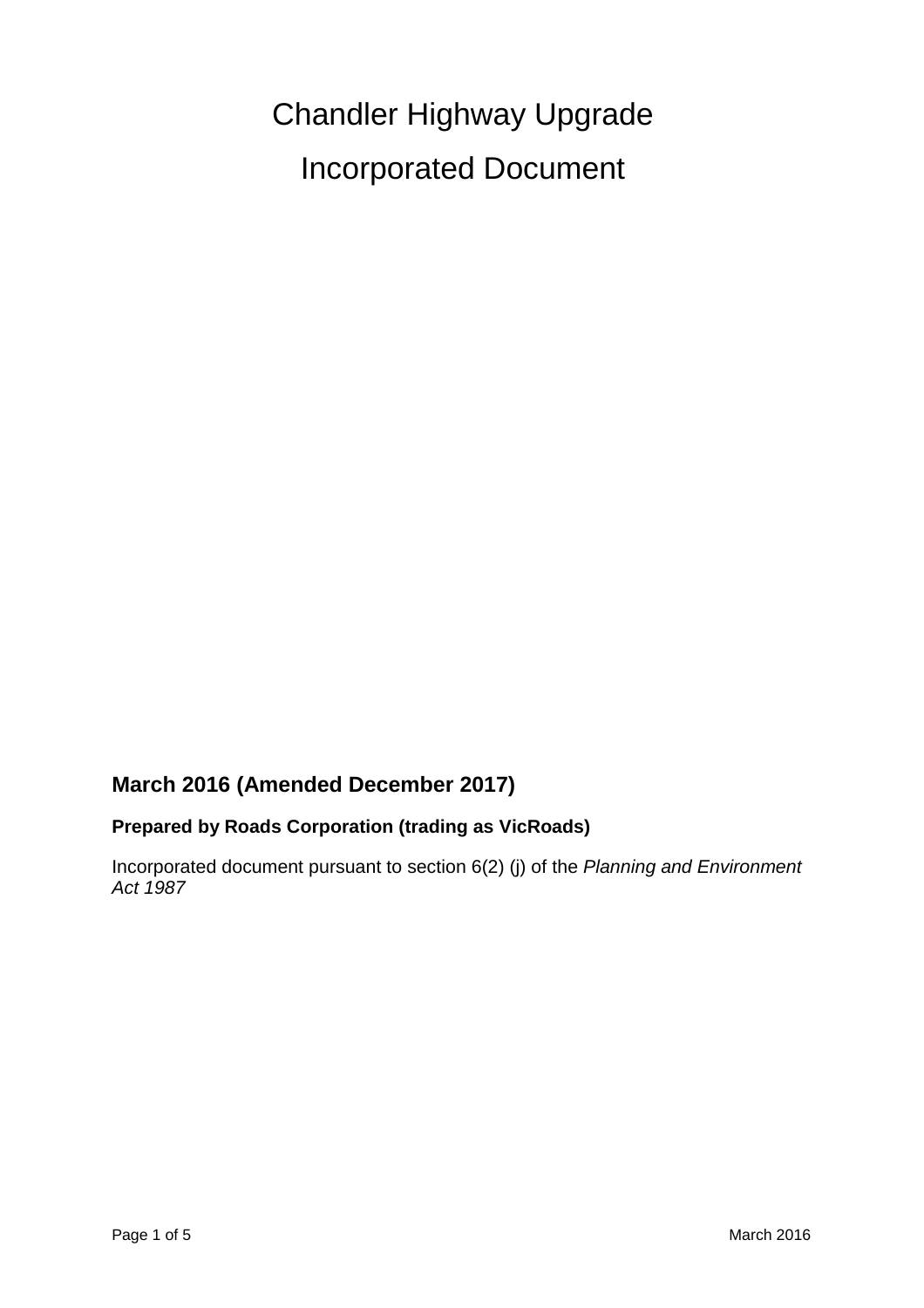# Chandler Highway Upgrade

# Incorporated Document

**March 2016 (Amended December 2017)**

**Prepared by Roads Corporation (trading as VicRoads)**

Incorporated document pursuant to section 6(2) (j) of the *Planning and Environment Act 1987*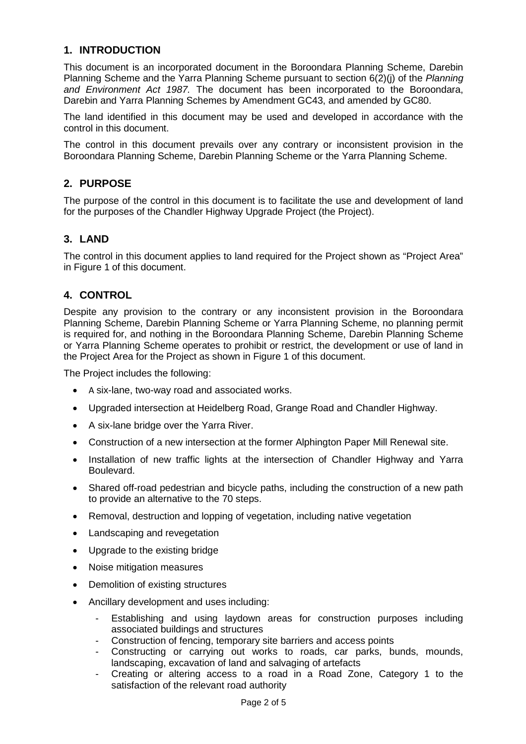## 1. INTRODUCTION

This document is an incorporated document in the Boroondara Planning Scheme, Darebin Planning Scheme and the Yarra Planning Scheme pursuant to section 6(2)(j) of the *Planning and Environment Act 1987*. The document has been incorporated to the Boroondara, Darebin and Yarra Planning Schemes by Amendment GC43, and amended by GC80.

The land identified in this document may be used and developed in accordance with the control in this document.

The control in this document prevails over any contrary or inconsistent provision in the Boroondara Planning Scheme, Darebin Planning Scheme or the Yarra Planning Scheme.

## 2. PURPOSE

The purpose of the control in this document is to facilitate the use and development of land for the purposes of the Chandler Highway Upgrade Project (the Project).

## 3. LAND

The control in this document applies to land required for the Project shown as "Project Area" in Figure 1 of this document.

## 4. CONTROL

Despite any provision to the contrary or any inconsistent provision in the Boroondara Planning Scheme, Darebin Planning Scheme or Yarra Planning Scheme, no planning permit is required for, and nothing in the Boroondara Planning Scheme, Darebin Planning Scheme or Yarra Planning Scheme operates to prohibit or restrict, the development or use of land in the Project Area for the Project as shown in Figure 1 of this document.

The Project includes the following:

- A six-lane, two-way road and associated works.
- Upgraded intersection at Heidelberg Road, Grange Road and Chandler Highway.
- A six-lane bridge over the Yarra River.
- Construction of a new intersection at the former Alphington Paper Mill Renewal site.
- Installation of new traffic lights at the intersection of Chandler Highway and Yarra Boulevard.
- Shared off-road pedestrian and bicycle paths, including the construction of a new path to provide an alternative to the 70 steps.
- Removal, destruction and lopping of vegetation, including native vegetation
- Landscaping and revegetation
- Upgrade to the existing bridge
- Noise mitigation measures
- Demolition of existing structures
- Ancillary development and uses including:
  - Establishing and using laydown areas for construction purposes including associated buildings and structures
  - Construction of fencing, temporary site barriers and access points
  - Constructing or carrying out works to roads, car parks, bunds, mounds, landscaping, excavation of land and salvaging of artefacts
  - Creating or altering access to a road in a Road Zone, Category 1 to the satisfaction of the relevant road authority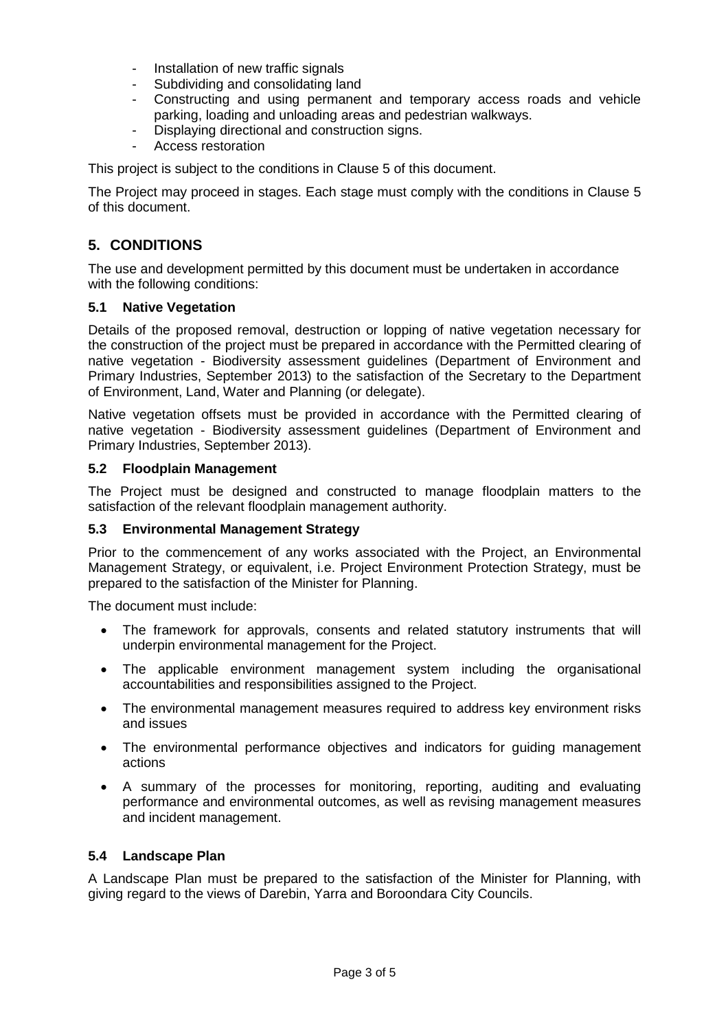- Installation of new traffic signals
- Subdividing and consolidating land
- Constructing and using permanent and temporary access roads and vehicle parking, loading and unloading areas and pedestrian walkways.
- Displaying directional and construction signs.
- Access restoration

This project is subject to the conditions in Clause 5 of this document.

The Project may proceed in stages. Each stage must comply with the conditions in Clause 5 of this document.

## 5. CONDITIONS

The use and development permitted by this document must be undertaken in accordance with the following conditions:

### 5.1 Native Vegetation

Details of the proposed removal, destruction or lopping of native vegetation necessary for the construction of the project must be prepared in accordance with the Permitted clearing of native vegetation - Biodiversity assessment guidelines (Department of Environment and Primary Industries, September 2013) to the satisfaction of the Secretary to the Department of Environment, Land, Water and Planning (or delegate).

Native vegetation offsets must be provided in accordance with the Permitted clearing of native vegetation - Biodiversity assessment guidelines (Department of Environment and Primary Industries, September 2013).

### 5.2 Floodplain Management

The Project must be designed and constructed to manage floodplain matters to the satisfaction of the relevant floodplain management authority.

### 5.3 Environmental Management Strategy

Prior to the commencement of any works associated with the Project, an Environmental Management Strategy, or equivalent, i.e. Project Environment Protection Strategy, must be prepared to the satisfaction of the Minister for Planning.

The document must include:

- The framework for approvals, consents and related statutory instruments that will underpin environmental management for the Project.
- The applicable environment management system including the organisational accountabilities and responsibilities assigned to the Project.
- The environmental management measures required to address key environment risks and issues
- The environmental performance objectives and indicators for guiding management actions
- A summary of the processes for monitoring, reporting, auditing and evaluating performance and environmental outcomes, as well as revising management measures and incident management.

### 5.4 Landscape Plan

A Landscape Plan must be prepared to the satisfaction of the Minister for Planning, with giving regard to the views of Darebin, Yarra and Boroondara City Councils.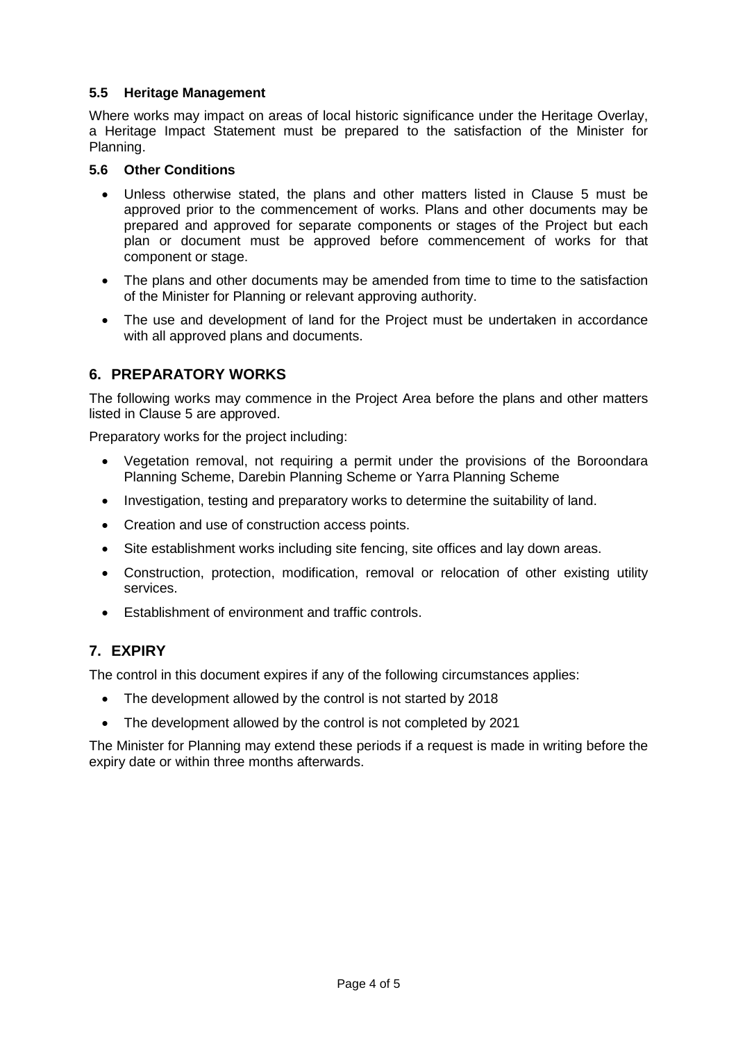### 5.5 Heritage Management

Where works may impact on areas of local historic significance under the Heritage Overlay, a Heritage Impact Statement must be prepared to the satisfaction of the Minister for Planning.

### 5.6 Other Conditions

- Unless otherwise stated, the plans and other matters listed in Clause 5 must be approved prior to the commencement of works. Plans and other documents may be prepared and approved for separate components or stages of the Project but each plan or document must be approved before commencement of works for that component or stage.
- The plans and other documents may be amended from time to time to the satisfaction of the Minister for Planning or relevant approving authority.
- The use and development of land for the Project must be undertaken in accordance with all approved plans and documents.

## 6. PREPARATORY WORKS

The following works may commence in the Project Area before the plans and other matters listed in Clause 5 are approved.

Preparatory works for the project including:

- Vegetation removal, not requiring a permit under the provisions of the Boroondara Planning Scheme, Darebin Planning Scheme or Yarra Planning Scheme
- Investigation, testing and preparatory works to determine the suitability of land.
- Creation and use of construction access points.
- Site establishment works including site fencing, site offices and lay down areas.
- Construction, protection, modification, removal or relocation of other existing utility services.
- Establishment of environment and traffic controls.

## 7. EXPIRY

The control in this document expires if any of the following circumstances applies:

- The development allowed by the control is not started by 2018
- The development allowed by the control is not completed by 2021

The Minister for Planning may extend these periods if a request is made in writing before the expiry date or within three months afterwards.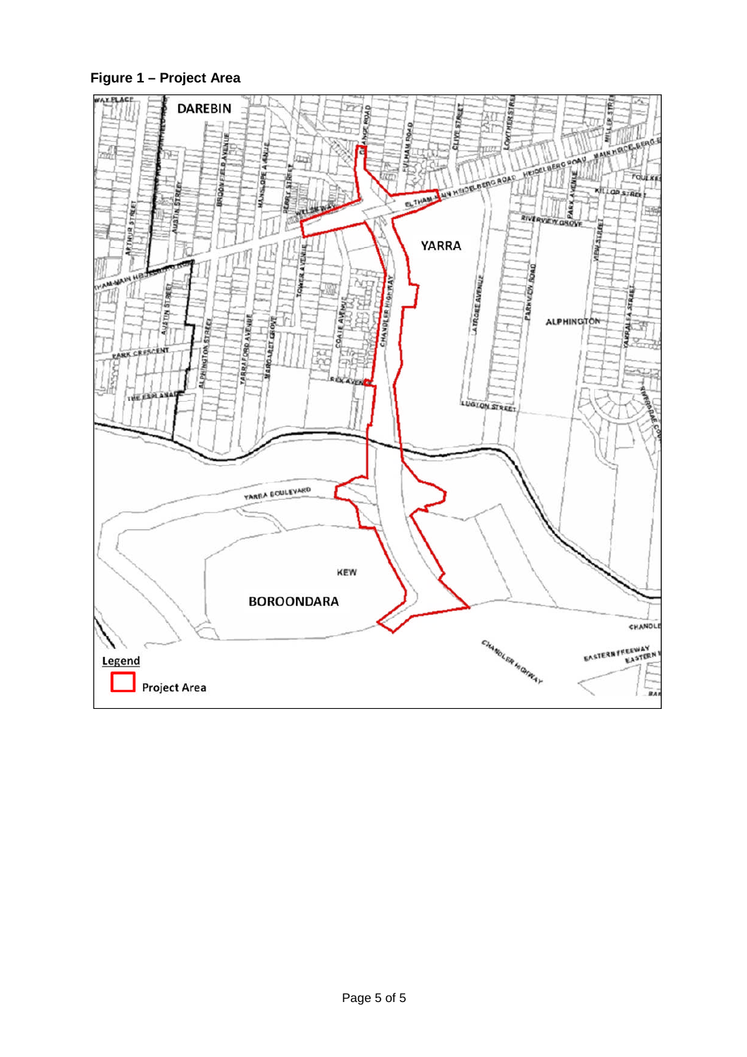**Figure 1 – Project Area**

DAREBIN

YARRA

ALPHINGTON

KEW

BOROONDARA

Legend

Project Area